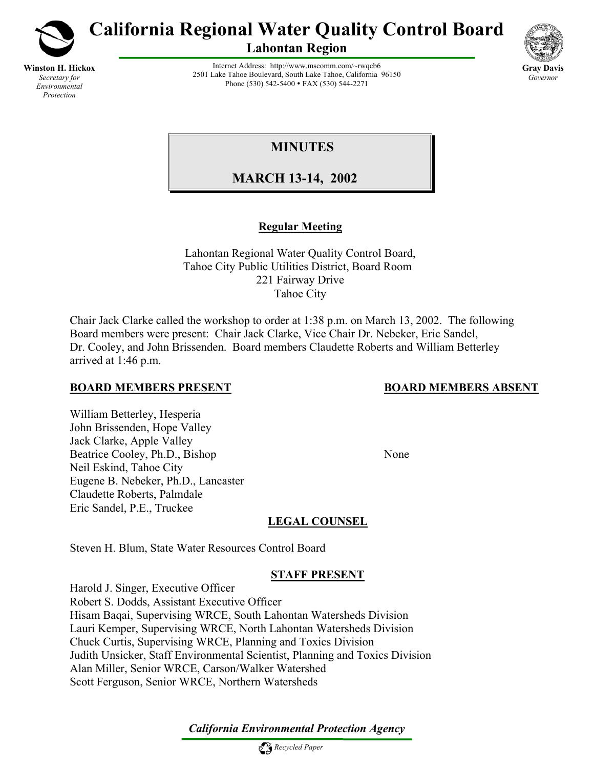**Winston H. Hickox**
*Secretary for Environmental Protection*

# California Regional Water Quality Control Board

**Lahontan Region**

Internet Address: http://www.mscomm.com/~rwqcb6
2501 Lake Tahoe Boulevard, South Lake Tahoe, California 96150
Phone (530) 542-5400 • FAX (530) 544-2271

**Gray Davis**
*Governor*

## MINUTES

## MARCH 13-14, 2002

### Regular Meeting

Lahontan Regional Water Quality Control Board,
Tahoe City Public Utilities District, Board Room
221 Fairway Drive
Tahoe City

Chair Jack Clarke called the workshop to order at 1:38 p.m. on March 13, 2002. The following Board members were present: Chair Jack Clarke, Vice Chair Dr. Nebeker, Eric Sandel, Dr. Cooley, and John Brissenden. Board members Claudette Roberts and William Betterley arrived at 1:46 p.m.

**BOARD MEMBERS PRESENT**

William Betterley, Hesperia
John Brissenden, Hope Valley
Jack Clarke, Apple Valley
Beatrice Cooley, Ph.D., Bishop
Neil Eskind, Tahoe City
Eugene B. Nebeker, Ph.D., Lancaster
Claudette Roberts, Palmdale
Eric Sandel, P.E., Truckee

**BOARD MEMBERS ABSENT**

None

**LEGAL COUNSEL**

Steven H. Blum, State Water Resources Control Board

**STAFF PRESENT**

Harold J. Singer, Executive Officer
Robert S. Dodds, Assistant Executive Officer
Hisam Baqai, Supervising WRCE, South Lahontan Watersheds Division
Lauri Kemper, Supervising WRCE, North Lahontan Watersheds Division
Chuck Curtis, Supervising WRCE, Planning and Toxics Division
Judith Unsicker, Staff Environmental Scientist, Planning and Toxics Division
Alan Miller, Senior WRCE, Carson/Walker Watershed
Scott Ferguson, Senior WRCE, Northern Watersheds

*California Environmental Protection Agency*

*Recycled Paper*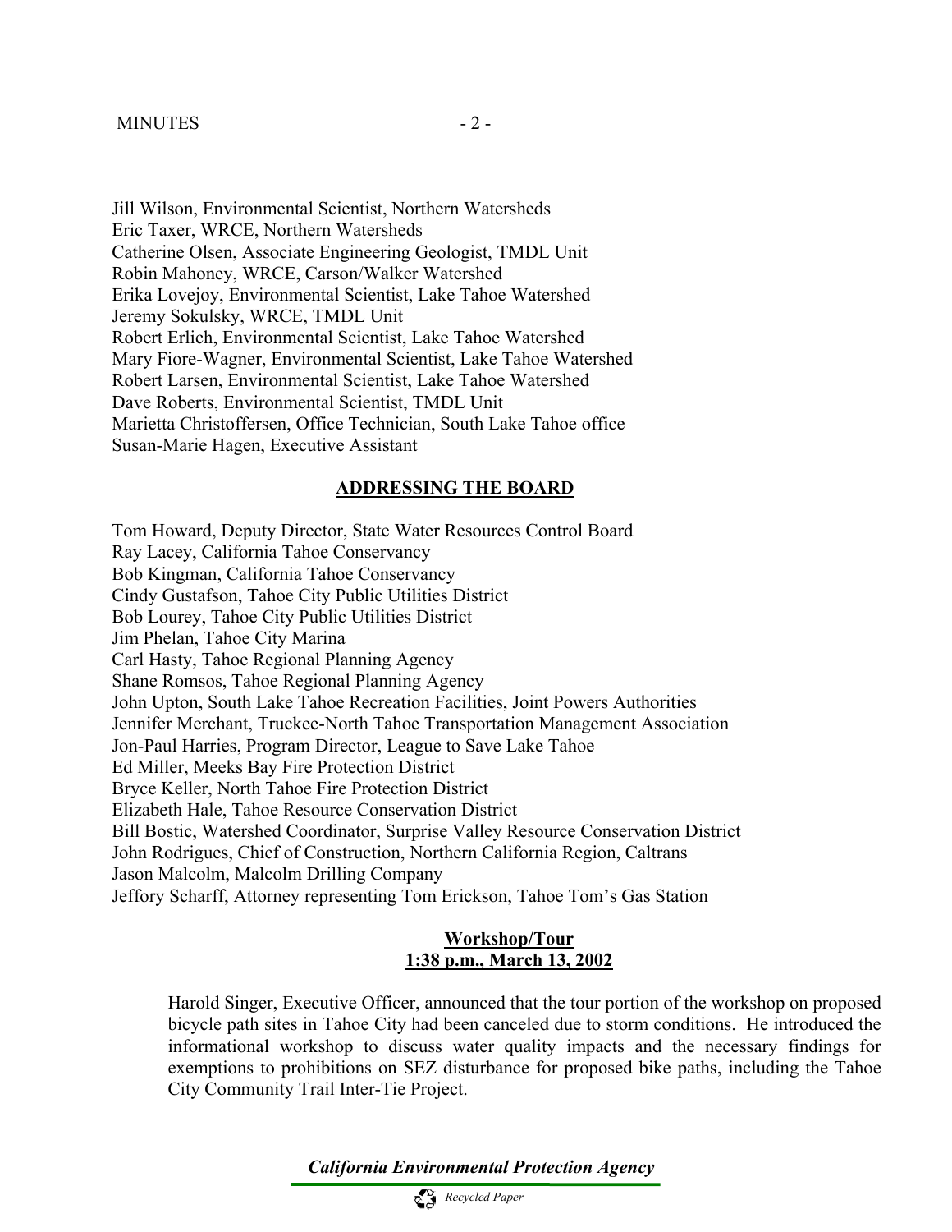Jill Wilson, Environmental Scientist, Northern Watersheds
Eric Taxer, WRCE, Northern Watersheds
Catherine Olsen, Associate Engineering Geologist, TMDL Unit
Robin Mahoney, WRCE, Carson/Walker Watershed
Erika Lovejoy, Environmental Scientist, Lake Tahoe Watershed
Jeremy Sokulsky, WRCE, TMDL Unit
Robert Erlich, Environmental Scientist, Lake Tahoe Watershed
Mary Fiore-Wagner, Environmental Scientist, Lake Tahoe Watershed
Robert Larsen, Environmental Scientist, Lake Tahoe Watershed
Dave Roberts, Environmental Scientist, TMDL Unit
Marietta Christoffersen, Office Technician, South Lake Tahoe office
Susan-Marie Hagen, Executive Assistant

## ADDRESSING THE BOARD

Tom Howard, Deputy Director, State Water Resources Control Board
Ray Lacey, California Tahoe Conservancy
Bob Kingman, California Tahoe Conservancy
Cindy Gustafson, Tahoe City Public Utilities District
Bob Lourey, Tahoe City Public Utilities District
Jim Phelan, Tahoe City Marina
Carl Hasty, Tahoe Regional Planning Agency
Shane Romsos, Tahoe Regional Planning Agency
John Upton, South Lake Tahoe Recreation Facilities, Joint Powers Authorities
Jennifer Merchant, Truckee-North Tahoe Transportation Management Association
Jon-Paul Harries, Program Director, League to Save Lake Tahoe
Ed Miller, Meeks Bay Fire Protection District
Bryce Keller, North Tahoe Fire Protection District
Elizabeth Hale, Tahoe Resource Conservation District
Bill Bostic, Watershed Coordinator, Surprise Valley Resource Conservation District
John Rodrigues, Chief of Construction, Northern California Region, Caltrans
Jason Malcolm, Malcolm Drilling Company
Jeffory Scharff, Attorney representing Tom Erickson, Tahoe Tom's Gas Station

## Workshop/Tour
## 1:38 p.m., March 13, 2002

Harold Singer, Executive Officer, announced that the tour portion of the workshop on proposed bicycle path sites in Tahoe City had been canceled due to storm conditions. He introduced the informational workshop to discuss water quality impacts and the necessary findings for exemptions to prohibitions on SEZ disturbance for proposed bike paths, including the Tahoe City Community Trail Inter-Tie Project.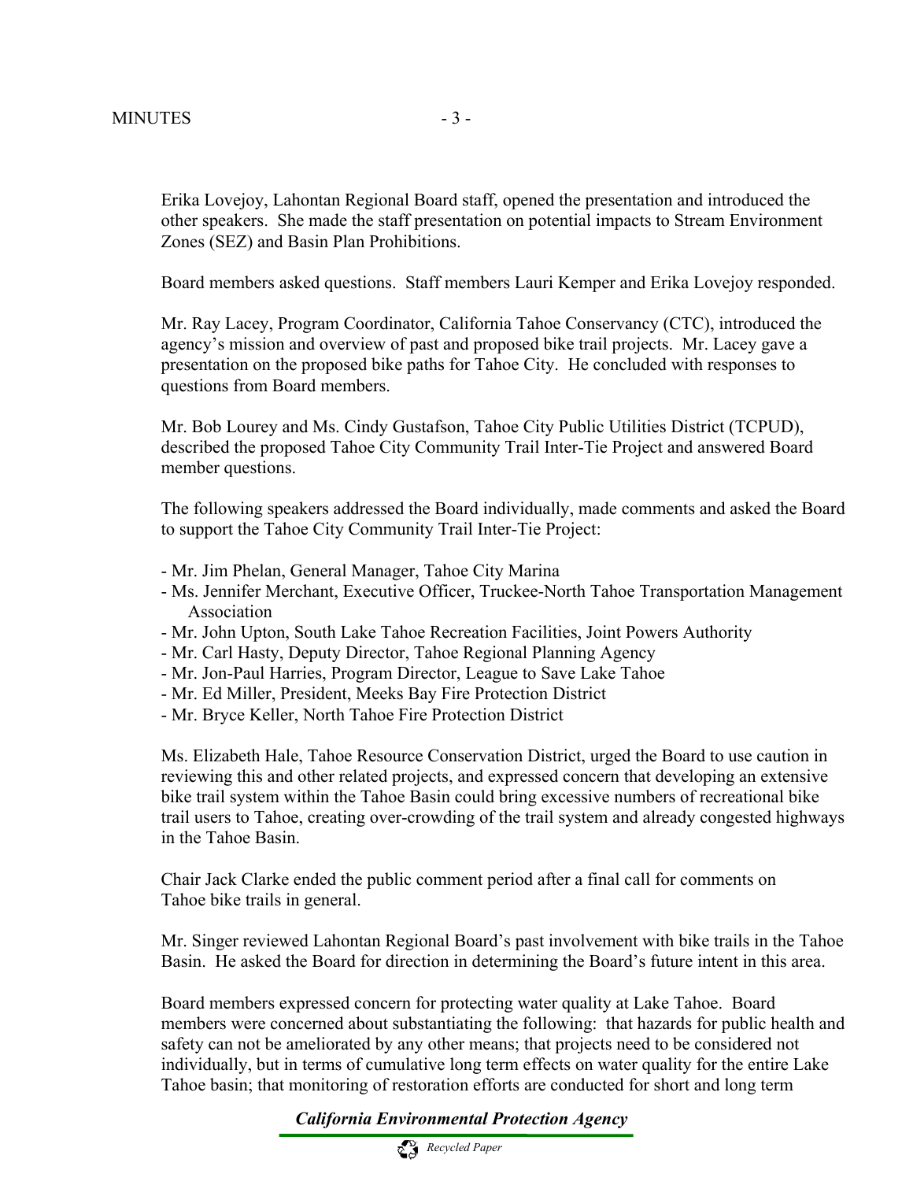Erika Lovejoy, Lahontan Regional Board staff, opened the presentation and introduced the other speakers. She made the staff presentation on potential impacts to Stream Environment Zones (SEZ) and Basin Plan Prohibitions.

Board members asked questions. Staff members Lauri Kemper and Erika Lovejoy responded.

Mr. Ray Lacey, Program Coordinator, California Tahoe Conservancy (CTC), introduced the agency's mission and overview of past and proposed bike trail projects. Mr. Lacey gave a presentation on the proposed bike paths for Tahoe City. He concluded with responses to questions from Board members.

Mr. Bob Lourey and Ms. Cindy Gustafson, Tahoe City Public Utilities District (TCPUD), described the proposed Tahoe City Community Trail Inter-Tie Project and answered Board member questions.

The following speakers addressed the Board individually, made comments and asked the Board to support the Tahoe City Community Trail Inter-Tie Project:

- Mr. Jim Phelan, General Manager, Tahoe City Marina
- Ms. Jennifer Merchant, Executive Officer, Truckee-North Tahoe Transportation Management Association
- Mr. John Upton, South Lake Tahoe Recreation Facilities, Joint Powers Authority
- Mr. Carl Hasty, Deputy Director, Tahoe Regional Planning Agency
- Mr. Jon-Paul Harries, Program Director, League to Save Lake Tahoe
- Mr. Ed Miller, President, Meeks Bay Fire Protection District
- Mr. Bryce Keller, North Tahoe Fire Protection District

Ms. Elizabeth Hale, Tahoe Resource Conservation District, urged the Board to use caution in reviewing this and other related projects, and expressed concern that developing an extensive bike trail system within the Tahoe Basin could bring excessive numbers of recreational bike trail users to Tahoe, creating over-crowding of the trail system and already congested highways in the Tahoe Basin.

Chair Jack Clarke ended the public comment period after a final call for comments on Tahoe bike trails in general.

Mr. Singer reviewed Lahontan Regional Board's past involvement with bike trails in the Tahoe Basin. He asked the Board for direction in determining the Board's future intent in this area.

Board members expressed concern for protecting water quality at Lake Tahoe. Board members were concerned about substantiating the following: that hazards for public health and safety can not be ameliorated by any other means; that projects need to be considered not individually, but in terms of cumulative long term effects on water quality for the entire Lake Tahoe basin; that monitoring of restoration efforts are conducted for short and long term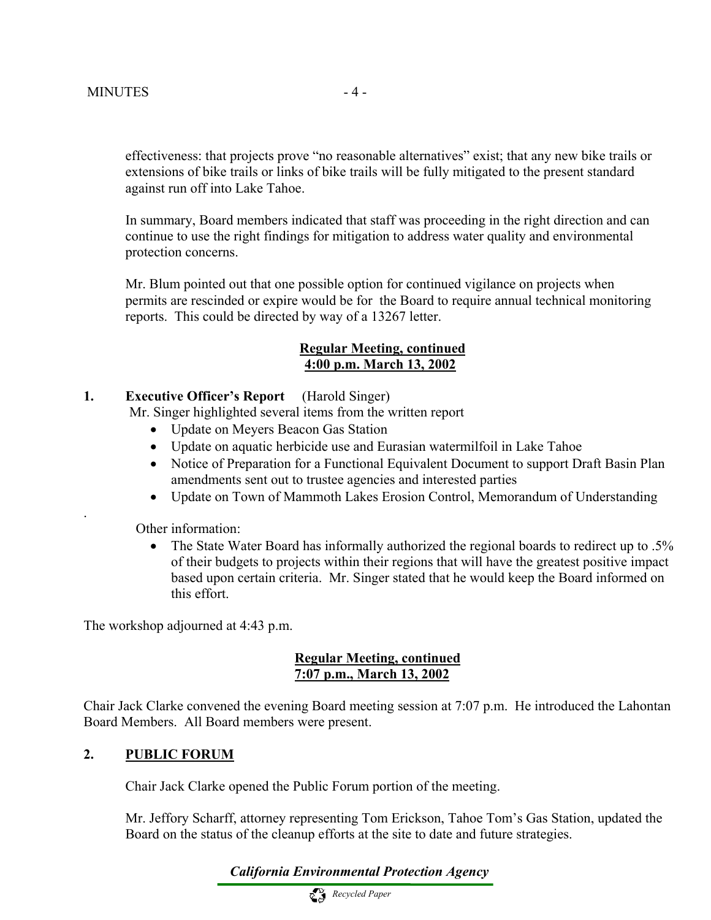effectiveness: that projects prove "no reasonable alternatives" exist; that any new bike trails or extensions of bike trails or links of bike trails will be fully mitigated to the present standard against run off into Lake Tahoe.

In summary, Board members indicated that staff was proceeding in the right direction and can continue to use the right findings for mitigation to address water quality and environmental protection concerns.

Mr. Blum pointed out that one possible option for continued vigilance on projects when permits are rescinded or expire would be for the Board to require annual technical monitoring reports. This could be directed by way of a 13267 letter.

**Regular Meeting, continued**
**4:00 p.m. March 13, 2002**

**1. Executive Officer's Report** (Harold Singer)

Mr. Singer highlighted several items from the written report

- Update on Meyers Beacon Gas Station
- Update on aquatic herbicide use and Eurasian watermilfoil in Lake Tahoe
- Notice of Preparation for a Functional Equivalent Document to support Draft Basin Plan amendments sent out to trustee agencies and interested parties
- Update on Town of Mammoth Lakes Erosion Control, Memorandum of Understanding

Other information:

- The State Water Board has informally authorized the regional boards to redirect up to .5% of their budgets to projects within their regions that will have the greatest positive impact based upon certain criteria. Mr. Singer stated that he would keep the Board informed on this effort.

The workshop adjourned at 4:43 p.m.

**Regular Meeting, continued**
**7:07 p.m., March 13, 2002**

Chair Jack Clarke convened the evening Board meeting session at 7:07 p.m. He introduced the Lahontan Board Members. All Board members were present.

**2. PUBLIC FORUM**

Chair Jack Clarke opened the Public Forum portion of the meeting.

Mr. Jeffory Scharff, attorney representing Tom Erickson, Tahoe Tom's Gas Station, updated the Board on the status of the cleanup efforts at the site to date and future strategies.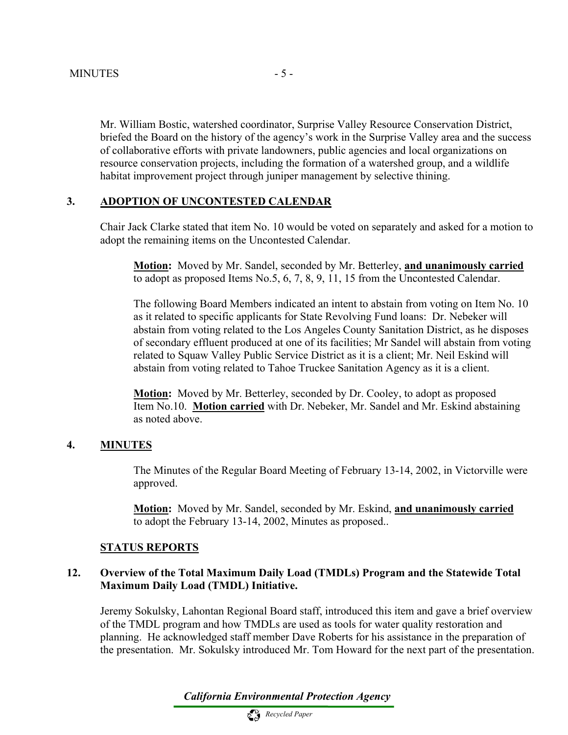Mr. William Bostic, watershed coordinator, Surprise Valley Resource Conservation District, briefed the Board on the history of the agency's work in the Surprise Valley area and the success of collaborative efforts with private landowners, public agencies and local organizations on resource conservation projects, including the formation of a watershed group, and a wildlife habitat improvement project through juniper management by selective thining.

## 3. ADOPTION OF UNCONTESTED CALENDAR

Chair Jack Clarke stated that item No. 10 would be voted on separately and asked for a motion to adopt the remaining items on the Uncontested Calendar.

> **Motion:** Moved by Mr. Sandel, seconded by Mr. Betterley, **and unanimously carried** to adopt as proposed Items No.5, 6, 7, 8, 9, 11, 15 from the Uncontested Calendar.
>
> The following Board Members indicated an intent to abstain from voting on Item No. 10 as it related to specific applicants for State Revolving Fund loans: Dr. Nebeker will abstain from voting related to the Los Angeles County Sanitation District, as he disposes of secondary effluent produced at one of its facilities; Mr Sandel will abstain from voting related to Squaw Valley Public Service District as it is a client; Mr. Neil Eskind will abstain from voting related to Tahoe Truckee Sanitation Agency as it is a client.
>
> **Motion:** Moved by Mr. Betterley, seconded by Dr. Cooley, to adopt as proposed Item No.10. **Motion carried** with Dr. Nebeker, Mr. Sandel and Mr. Eskind abstaining as noted above.

## 4. MINUTES

> The Minutes of the Regular Board Meeting of February 13-14, 2002, in Victorville were approved.
>
> **Motion:** Moved by Mr. Sandel, seconded by Mr. Eskind, **and unanimously carried** to adopt the February 13-14, 2002, Minutes as proposed..

## STATUS REPORTS

### 12. Overview of the Total Maximum Daily Load (TMDLs) Program and the Statewide Total Maximum Daily Load (TMDL) Initiative.

Jeremy Sokulsky, Lahontan Regional Board staff, introduced this item and gave a brief overview of the TMDL program and how TMDLs are used as tools for water quality restoration and planning. He acknowledged staff member Dave Roberts for his assistance in the preparation of the presentation. Mr. Sokulsky introduced Mr. Tom Howard for the next part of the presentation.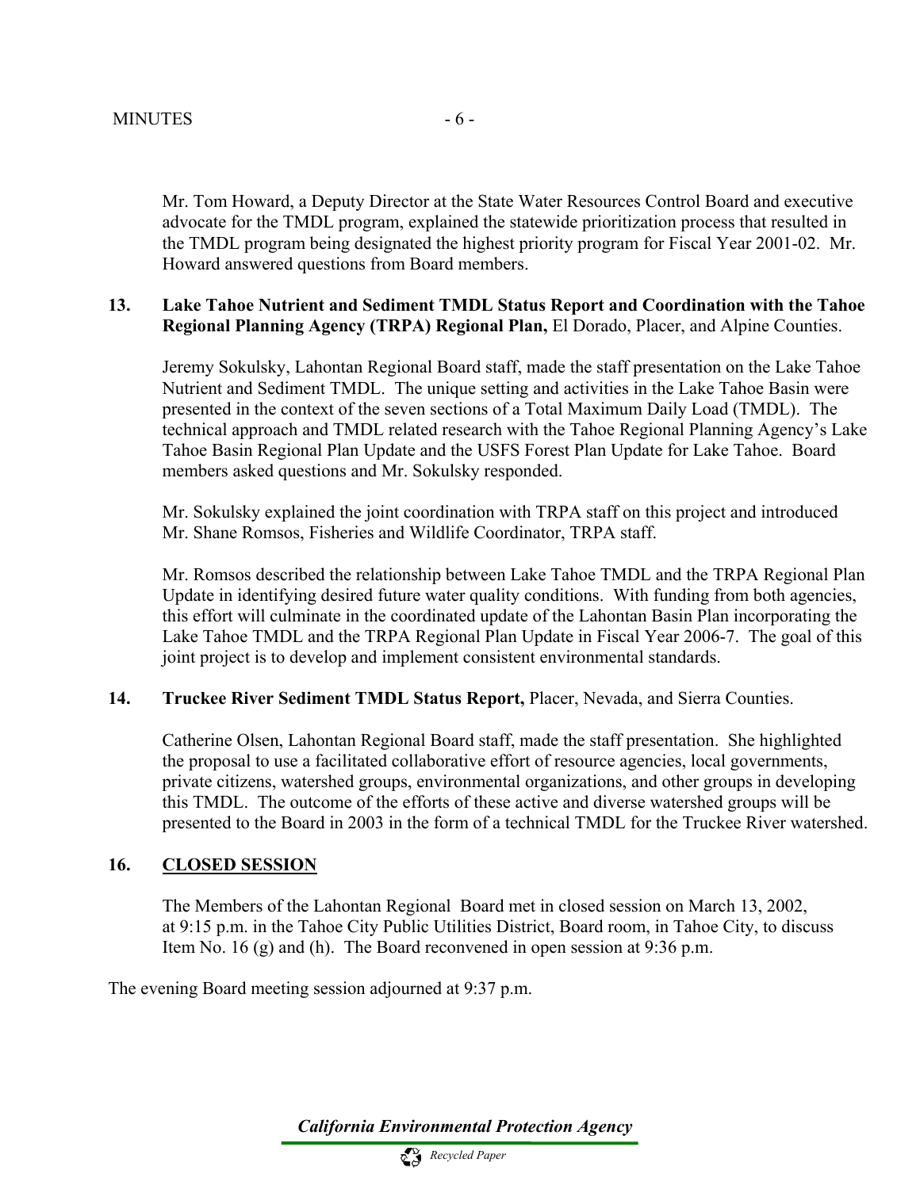Mr. Tom Howard, a Deputy Director at the State Water Resources Control Board and executive advocate for the TMDL program, explained the statewide prioritization process that resulted in the TMDL program being designated the highest priority program for Fiscal Year 2001-02. Mr. Howard answered questions from Board members.

**13. Lake Tahoe Nutrient and Sediment TMDL Status Report and Coordination with the Tahoe Regional Planning Agency (TRPA) Regional Plan,** El Dorado, Placer, and Alpine Counties.

Jeremy Sokulsky, Lahontan Regional Board staff, made the staff presentation on the Lake Tahoe Nutrient and Sediment TMDL. The unique setting and activities in the Lake Tahoe Basin were presented in the context of the seven sections of a Total Maximum Daily Load (TMDL). The technical approach and TMDL related research with the Tahoe Regional Planning Agency's Lake Tahoe Basin Regional Plan Update and the USFS Forest Plan Update for Lake Tahoe. Board members asked questions and Mr. Sokulsky responded.

Mr. Sokulsky explained the joint coordination with TRPA staff on this project and introduced Mr. Shane Romsos, Fisheries and Wildlife Coordinator, TRPA staff.

Mr. Romsos described the relationship between Lake Tahoe TMDL and the TRPA Regional Plan Update in identifying desired future water quality conditions. With funding from both agencies, this effort will culminate in the coordinated update of the Lahontan Basin Plan incorporating the Lake Tahoe TMDL and the TRPA Regional Plan Update in Fiscal Year 2006-7. The goal of this joint project is to develop and implement consistent environmental standards.

**14. Truckee River Sediment TMDL Status Report,** Placer, Nevada, and Sierra Counties.

Catherine Olsen, Lahontan Regional Board staff, made the staff presentation. She highlighted the proposal to use a facilitated collaborative effort of resource agencies, local governments, private citizens, watershed groups, environmental organizations, and other groups in developing this TMDL. The outcome of the efforts of these active and diverse watershed groups will be presented to the Board in 2003 in the form of a technical TMDL for the Truckee River watershed.

**16. <u>CLOSED SESSION</u>**

The Members of the Lahontan Regional Board met in closed session on March 13, 2002, at 9:15 p.m. in the Tahoe City Public Utilities District, Board room, in Tahoe City, to discuss Item No. 16 (g) and (h). The Board reconvened in open session at 9:36 p.m.

The evening Board meeting session adjourned at 9:37 p.m.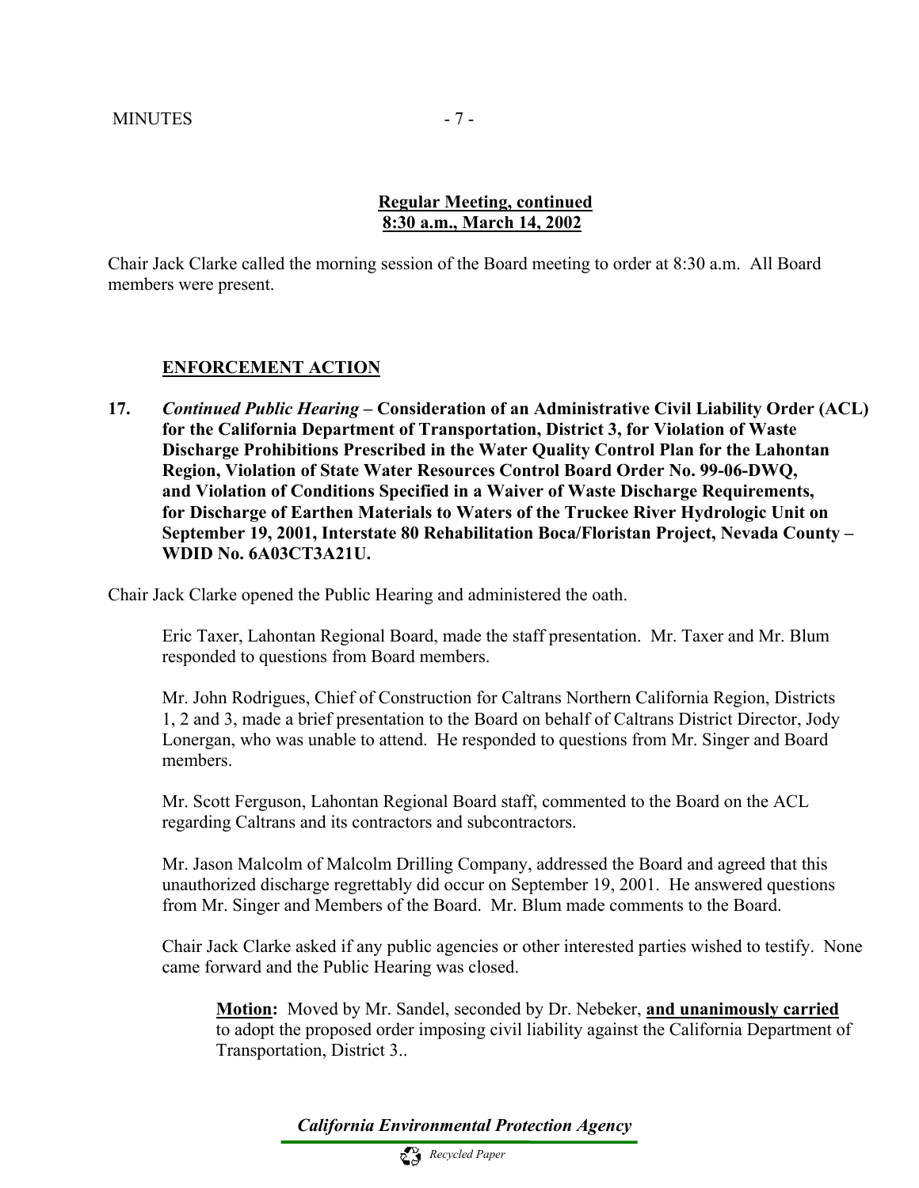**Regular Meeting, continued**
**8:30 a.m., March 14, 2002**

Chair Jack Clarke called the morning session of the Board meeting to order at 8:30 a.m. All Board members were present.

**ENFORCEMENT ACTION**

**17.** ***Continued Public Hearing*** **– Consideration of an Administrative Civil Liability Order (ACL) for the California Department of Transportation, District 3, for Violation of Waste Discharge Prohibitions Prescribed in the Water Quality Control Plan for the Lahontan Region, Violation of State Water Resources Control Board Order No. 99-06-DWQ, and Violation of Conditions Specified in a Waiver of Waste Discharge Requirements, for Discharge of Earthen Materials to Waters of the Truckee River Hydrologic Unit on September 19, 2001, Interstate 80 Rehabilitation Boca/Floristan Project, Nevada County – WDID No. 6A03CT3A21U.**

Chair Jack Clarke opened the Public Hearing and administered the oath.

Eric Taxer, Lahontan Regional Board, made the staff presentation. Mr. Taxer and Mr. Blum responded to questions from Board members.

Mr. John Rodrigues, Chief of Construction for Caltrans Northern California Region, Districts 1, 2 and 3, made a brief presentation to the Board on behalf of Caltrans District Director, Jody Lonergan, who was unable to attend. He responded to questions from Mr. Singer and Board members.

Mr. Scott Ferguson, Lahontan Regional Board staff, commented to the Board on the ACL regarding Caltrans and its contractors and subcontractors.

Mr. Jason Malcolm of Malcolm Drilling Company, addressed the Board and agreed that this unauthorized discharge regrettably did occur on September 19, 2001. He answered questions from Mr. Singer and Members of the Board. Mr. Blum made comments to the Board.

Chair Jack Clarke asked if any public agencies or other interested parties wished to testify. None came forward and the Public Hearing was closed.

> **Motion:** Moved by Mr. Sandel, seconded by Dr. Nebeker, **and unanimously carried** to adopt the proposed order imposing civil liability against the California Department of Transportation, District 3..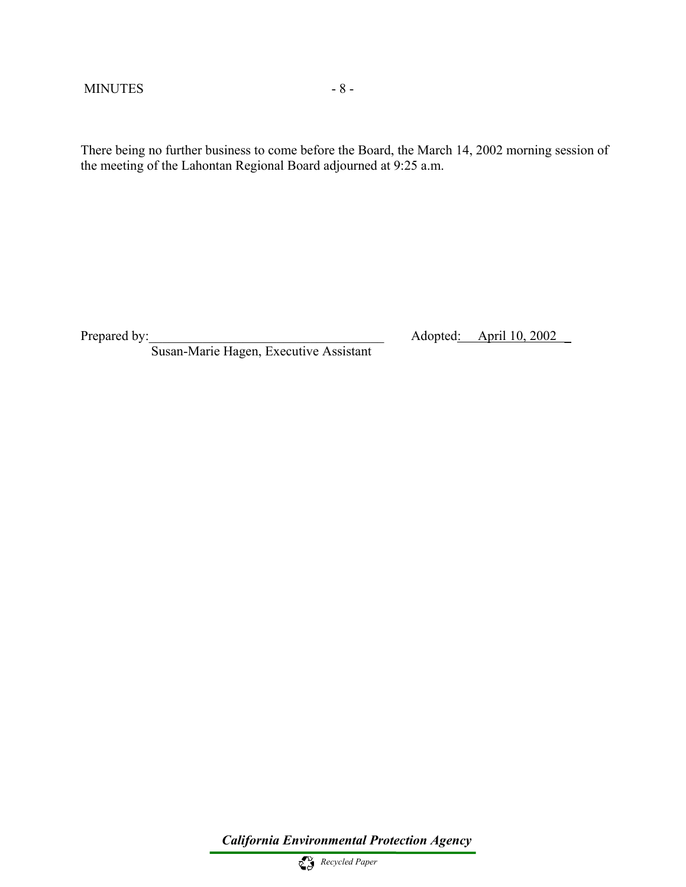There being no further business to come before the Board, the March 14, 2002 morning session of the meeting of the Lahontan Regional Board adjourned at 9:25 a.m.

Prepared by:\_\_\_\_\_\_\_\_\_\_\_\_\_\_\_\_\_\_\_\_\_\_\_\_\_\_\_\_\_\_\_\_\_\_\_\_ Adopted: April 10, 2002
Susan-Marie Hagen, Executive Assistant

***California Environmental Protection Agency***

*Recycled Paper*